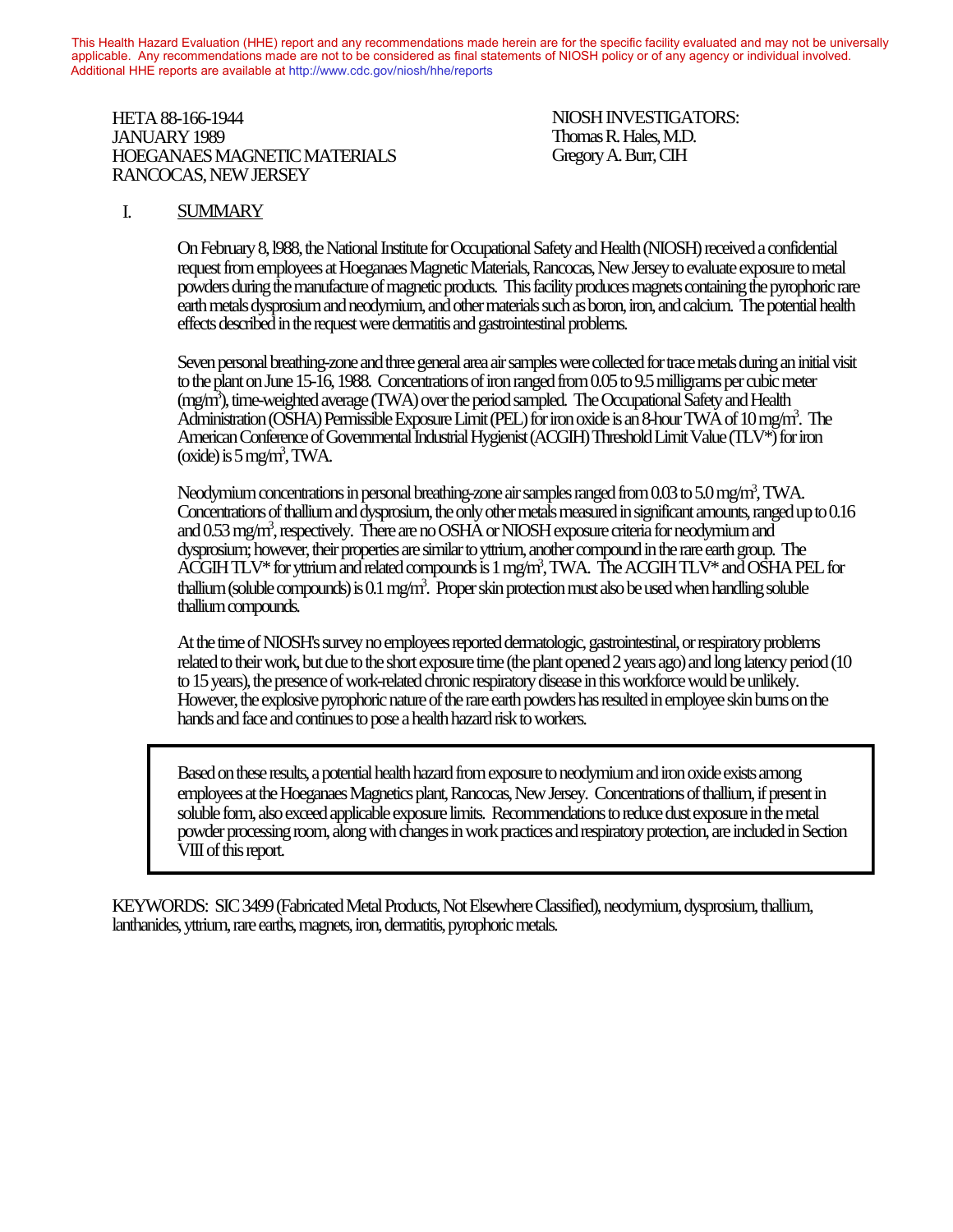This Health Hazard Evaluation (HHE) report and any recommendations made herein are for the specific facility evaluated and may not be universally applicable. Any recommendations made are not to be considered as final statements of NIOSH policy or of any agency or individual involved. Additional HHE reports are available at http://www.cdc.gov/niosh/hhe/reports

HETA 88-166-1944
JANUARY 1989
HOEGANAES MAGNETIC MATERIALS
RANCOCAS, NEW JERSEY

NIOSH INVESTIGATORS:
Thomas R. Hales, M.D.
Gregory A. Burr, CIH

## I. SUMMARY

On February 8, l988, the National Institute for Occupational Safety and Health (NIOSH) received a confidential request from employees at Hoeganaes Magnetic Materials, Rancocas, New Jersey to evaluate exposure to metal powders during the manufacture of magnetic products. This facility produces magnets containing the pyrophoric rare earth metals dysprosium and neodymium, and other materials such as boron, iron, and calcium. The potential health effects described in the request were dermatitis and gastrointestinal problems.

Seven personal breathing-zone and three general area air samples were collected for trace metals during an initial visit to the plant on June 15-16, 1988. Concentrations of iron ranged from 0.05 to 9.5 milligrams per cubic meter ($mg/m^3$), time-weighted average (TWA) over the period sampled. The Occupational Safety and Health Administration (OSHA) Permissible Exposure Limit (PEL) for iron oxide is an 8-hour TWA of 10 $mg/m^3$. The American Conference of Governmental Industrial Hygienist (ACGIH) Threshold Limit Value (TLV*) for iron (oxide) is 5 $mg/m^3$, TWA.

Neodymium concentrations in personal breathing-zone air samples ranged from 0.03 to 5.0 $mg/m^3$, TWA. Concentrations of thallium and dysprosium, the only other metals measured in significant amounts, ranged up to 0.16 and 0.53 $mg/m^3$, respectively. There are no OSHA or NIOSH exposure criteria for neodymium and dysprosium; however, their properties are similar to yttrium, another compound in the rare earth group. The ACGIH TLV* for yttrium and related compounds is 1 $mg/m^3$, TWA. The ACGIH TLV* and OSHA PEL for thallium (soluble compounds) is 0.1 $mg/m^3$. Proper skin protection must also be used when handling soluble thallium compounds.

At the time of NIOSH's survey no employees reported dermatologic, gastrointestinal, or respiratory problems related to their work, but due to the short exposure time (the plant opened 2 years ago) and long latency period (10 to 15 years), the presence of work-related chronic respiratory disease in this workforce would be unlikely. However, the explosive pyrophoric nature of the rare earth powders has resulted in employee skin burns on the hands and face and continues to pose a health hazard risk to workers.

> Based on these results, a potential health hazard from exposure to neodymium and iron oxide exists among employees at the Hoeganaes Magnetics plant, Rancocas, New Jersey. Concentrations of thallium, if present in soluble form, also exceed applicable exposure limits. Recommendations to reduce dust exposure in the metal powder processing room, along with changes in work practices and respiratory protection, are included in Section VIII of this report.

KEYWORDS: SIC 3499 (Fabricated Metal Products, Not Elsewhere Classified), neodymium, dysprosium, thallium, lanthanides, yttrium, rare earths, magnets, iron, dermatitis, pyrophoric metals.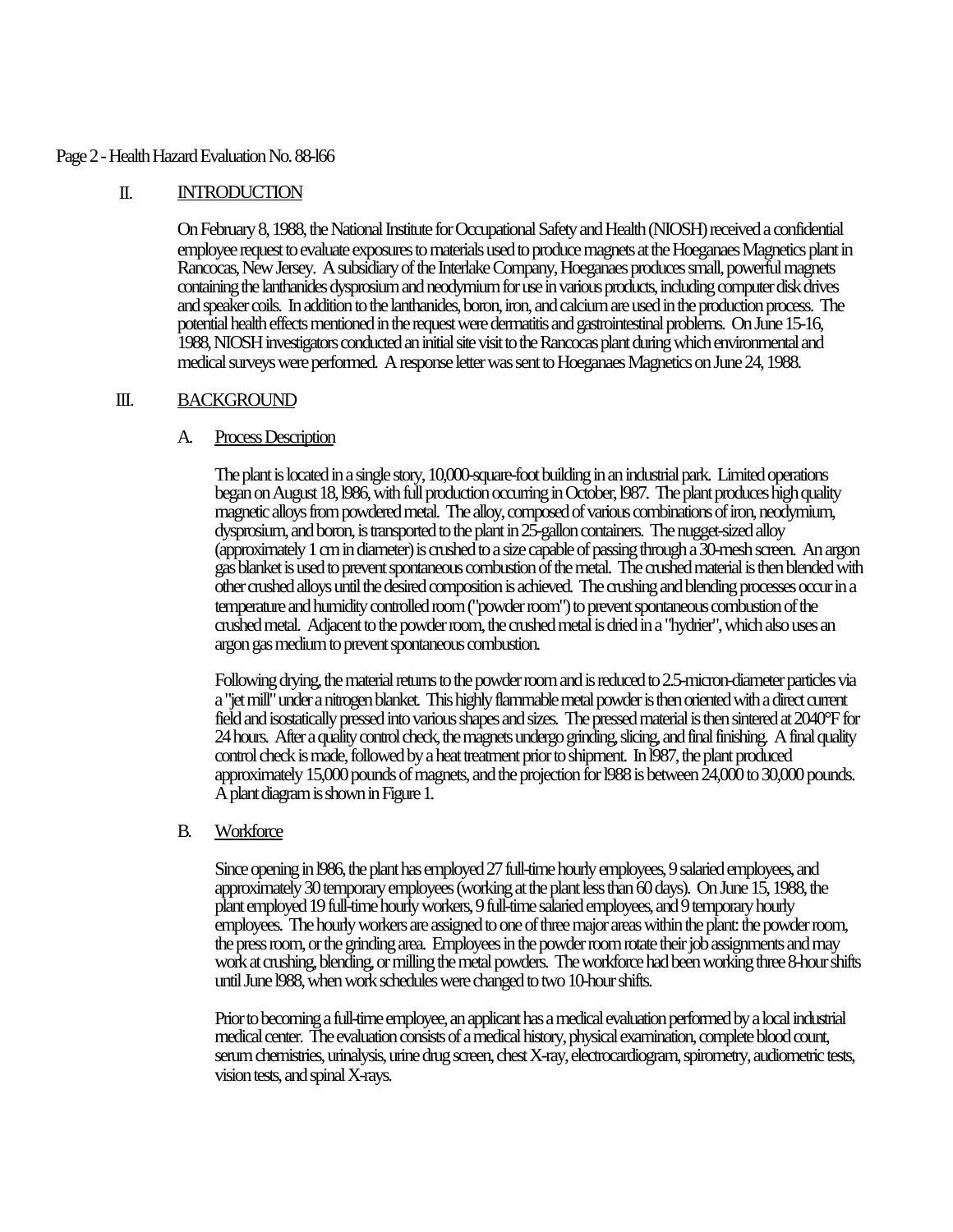## II. INTRODUCTION

On February 8, 1988, the National Institute for Occupational Safety and Health (NIOSH) received a confidential employee request to evaluate exposures to materials used to produce magnets at the Hoeganaes Magnetics plant in Rancocas, New Jersey. A subsidiary of the Interlake Company, Hoeganaes produces small, powerful magnets containing the lanthanides dysprosium and neodymium for use in various products, including computer disk drives and speaker coils. In addition to the lanthanides, boron, iron, and calcium are used in the production process. The potential health effects mentioned in the request were dermatitis and gastrointestinal problems. On June 15-16, 1988, NIOSH investigators conducted an initial site visit to the Rancocas plant during which environmental and medical surveys were performed. A response letter was sent to Hoeganaes Magnetics on June 24, 1988.

## III. BACKGROUND

### A. Process Description

The plant is located in a single story, 10,000-square-foot building in an industrial park. Limited operations began on August 18, l986, with full production occurring in October, l987. The plant produces high quality magnetic alloys from powdered metal. The alloy, composed of various combinations of iron, neodymium, dysprosium, and boron, is transported to the plant in 25-gallon containers. The nugget-sized alloy (approximately 1 cm in diameter) is crushed to a size capable of passing through a 30-mesh screen. An argon gas blanket is used to prevent spontaneous combustion of the metal. The crushed material is then blended with other crushed alloys until the desired composition is achieved. The crushing and blending processes occur in a temperature and humidity controlled room ("powder room") to prevent spontaneous combustion of the crushed metal. Adjacent to the powder room, the crushed metal is dried in a "hydrier", which also uses an argon gas medium to prevent spontaneous combustion.

Following drying, the material returns to the powder room and is reduced to 2.5-micron-diameter particles via a "jet mill" under a nitrogen blanket. This highly flammable metal powder is then oriented with a direct current field and isostatically pressed into various shapes and sizes. The pressed material is then sintered at 2040°F for 24 hours. After a quality control check, the magnets undergo grinding, slicing, and final finishing. A final quality control check is made, followed by a heat treatment prior to shipment. In l987, the plant produced approximately 15,000 pounds of magnets, and the projection for l988 is between 24,000 to 30,000 pounds. A plant diagram is shown in Figure 1.

### B. Workforce

Since opening in l986, the plant has employed 27 full-time hourly employees, 9 salaried employees, and approximately 30 temporary employees (working at the plant less than 60 days). On June 15, 1988, the plant employed 19 full-time hourly workers, 9 full-time salaried employees, and 9 temporary hourly employees. The hourly workers are assigned to one of three major areas within the plant: the powder room, the press room, or the grinding area. Employees in the powder room rotate their job assignments and may work at crushing, blending, or milling the metal powders. The workforce had been working three 8-hour shifts until June l988, when work schedules were changed to two 10-hour shifts.

Prior to becoming a full-time employee, an applicant has a medical evaluation performed by a local industrial medical center. The evaluation consists of a medical history, physical examination, complete blood count, serum chemistries, urinalysis, urine drug screen, chest X-ray, electrocardiogram, spirometry, audiometric tests, vision tests, and spinal X-rays.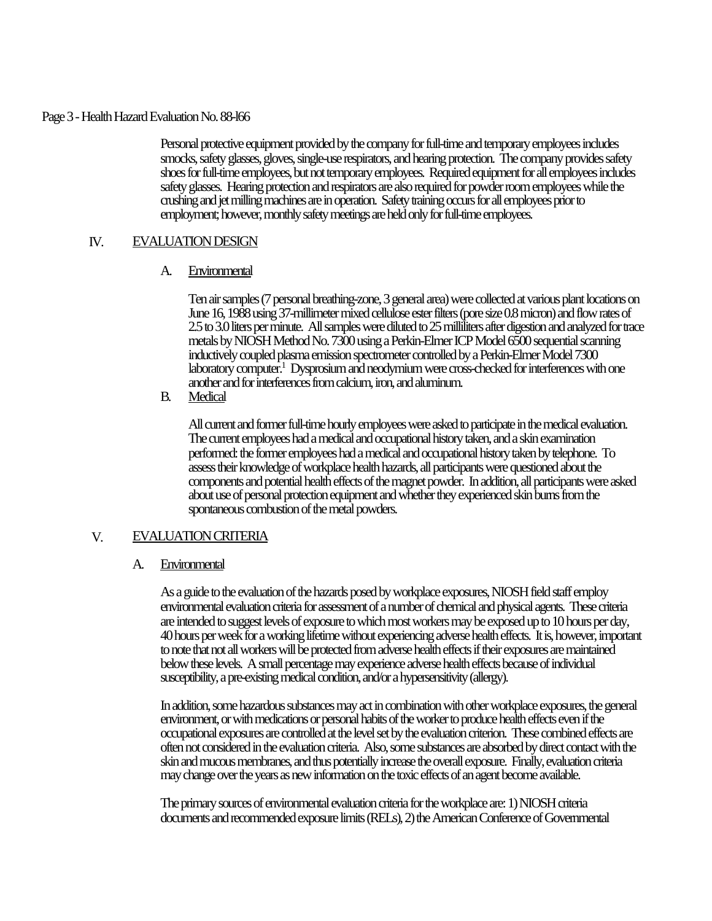Personal protective equipment provided by the company for full-time and temporary employees includes smocks, safety glasses, gloves, single-use respirators, and hearing protection. The company provides safety shoes for full-time employees, but not temporary employees. Required equipment for all employees includes safety glasses. Hearing protection and respirators are also required for powder room employees while the crushing and jet milling machines are in operation. Safety training occurs for all employees prior to employment; however, monthly safety meetings are held only for full-time employees.

## IV. EVALUATION DESIGN

### A. Environmental

Ten air samples (7 personal breathing-zone, 3 general area) were collected at various plant locations on June 16, 1988 using 37-millimeter mixed cellulose ester filters (pore size 0.8 micron) and flow rates of 2.5 to 3.0 liters per minute. All samples were diluted to 25 milliliters after digestion and analyzed for trace metals by NIOSH Method No. 7300 using a Perkin-Elmer ICP Model 6500 sequential scanning inductively coupled plasma emission spectrometer controlled by a Perkin-Elmer Model 7300 laboratory computer.[1] Dysprosium and neodymium were cross-checked for interferences with one another and for interferences from calcium, iron, and aluminum.

### B. Medical

All current and former full-time hourly employees were asked to participate in the medical evaluation. The current employees had a medical and occupational history taken, and a skin examination performed: the former employees had a medical and occupational history taken by telephone. To assess their knowledge of workplace health hazards, all participants were questioned about the components and potential health effects of the magnet powder. In addition, all participants were asked about use of personal protection equipment and whether they experienced skin burns from the spontaneous combustion of the metal powders.

## V. EVALUATION CRITERIA

### A. Environmental

As a guide to the evaluation of the hazards posed by workplace exposures, NIOSH field staff employ environmental evaluation criteria for assessment of a number of chemical and physical agents. These criteria are intended to suggest levels of exposure to which most workers may be exposed up to 10 hours per day, 40 hours per week for a working lifetime without experiencing adverse health effects. It is, however, important to note that not all workers will be protected from adverse health effects if their exposures are maintained below these levels. A small percentage may experience adverse health effects because of individual susceptibility, a pre-existing medical condition, and/or a hypersensitivity (allergy).

In addition, some hazardous substances may act in combination with other workplace exposures, the general environment, or with medications or personal habits of the worker to produce health effects even if the occupational exposures are controlled at the level set by the evaluation criterion. These combined effects are often not considered in the evaluation criteria. Also, some substances are absorbed by direct contact with the skin and mucous membranes, and thus potentially increase the overall exposure. Finally, evaluation criteria may change over the years as new information on the toxic effects of an agent become available.

The primary sources of environmental evaluation criteria for the workplace are: 1) NIOSH criteria documents and recommended exposure limits (RELs), 2) the American Conference of Governmental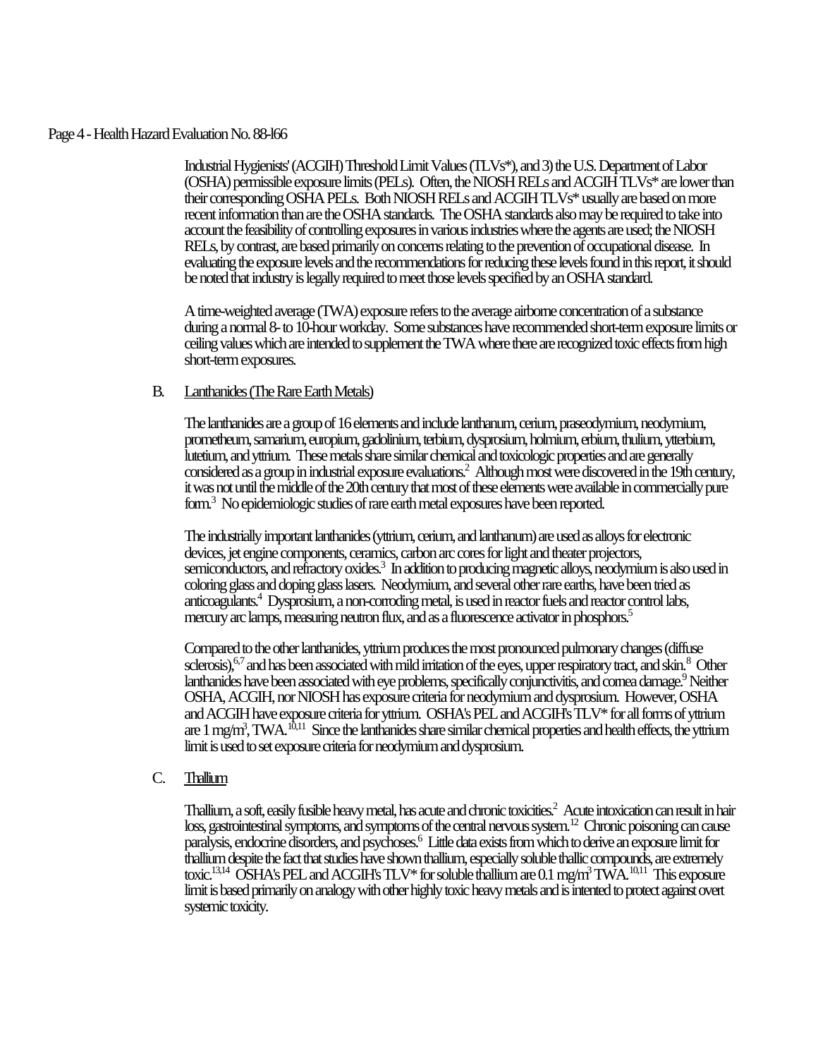Industrial Hygienists' (ACGIH) Threshold Limit Values (TLVs*), and 3) the U.S. Department of Labor (OSHA) permissible exposure limits (PELs). Often, the NIOSH RELs and ACGIH TLVs* are lower than their corresponding OSHA PELs. Both NIOSH RELs and ACGIH TLVs* usually are based on more recent information than are the OSHA standards. The OSHA standards also may be required to take into account the feasibility of controlling exposures in various industries where the agents are used; the NIOSH RELs, by contrast, are based primarily on concerns relating to the prevention of occupational disease. In evaluating the exposure levels and the recommendations for reducing these levels found in this report, it should be noted that industry is legally required to meet those levels specified by an OSHA standard.

A time-weighted average (TWA) exposure refers to the average airborne concentration of a substance during a normal 8- to 10-hour workday. Some substances have recommended short-term exposure limits or ceiling values which are intended to supplement the TWA where there are recognized toxic effects from high short-term exposures.

### B. Lanthanides (The Rare Earth Metals)

The lanthanides are a group of 16 elements and include lanthanum, cerium, praseodymium, neodymium, prometheum, samarium, europium, gadolinium, terbium, dysprosium, holmium, erbium, thulium, ytterbium, lutetium, and yttrium. These metals share similar chemical and toxicologic properties and are generally considered as a group in industrial exposure evaluations.[2] Although most were discovered in the 19th century, it was not until the middle of the 20th century that most of these elements were available in commercially pure form.[3] No epidemiologic studies of rare earth metal exposures have been reported.

The industrially important lanthanides (yttrium, cerium, and lanthanum) are used as alloys for electronic devices, jet engine components, ceramics, carbon arc cores for light and theater projectors, semiconductors, and refractory oxides.[3] In addition to producing magnetic alloys, neodymium is also used in coloring glass and doping glass lasers. Neodymium, and several other rare earths, have been tried as anticoagulants.[4] Dysprosium, a non-corroding metal, is used in reactor fuels and reactor control labs, mercury arc lamps, measuring neutron flux, and as a fluorescence activator in phosphors.[5]

Compared to the other lanthanides, yttrium produces the most pronounced pulmonary changes (diffuse sclerosis),[6,7] and has been associated with mild irritation of the eyes, upper respiratory tract, and skin.[8] Other lanthanides have been associated with eye problems, specifically conjunctivitis, and cornea damage.[9] Neither OSHA, ACGIH, nor NIOSH has exposure criteria for neodymium and dysprosium. However, OSHA and ACGIH have exposure criteria for yttrium. OSHA's PEL and ACGIH's TLV* for all forms of yttrium are 1 mg/m$^3$, TWA.[10,11] Since the lanthanides share similar chemical properties and health effects, the yttrium limit is used to set exposure criteria for neodymium and dysprosium.

### C. Thallium

Thallium, a soft, easily fusible heavy metal, has acute and chronic toxicities.[2] Acute intoxication can result in hair loss, gastrointestinal symptoms, and symptoms of the central nervous system.[12] Chronic poisoning can cause paralysis, endocrine disorders, and psychoses.[6] Little data exists from which to derive an exposure limit for thallium despite the fact that studies have shown thallium, especially soluble thallic compounds, are extremely toxic.[13,14] OSHA's PEL and ACGIH's TLV* for soluble thallium are 0.1 mg/m$^3$ TWA.[10,11] This exposure limit is based primarily on analogy with other highly toxic heavy metals and is intented to protect against overt systemic toxicity.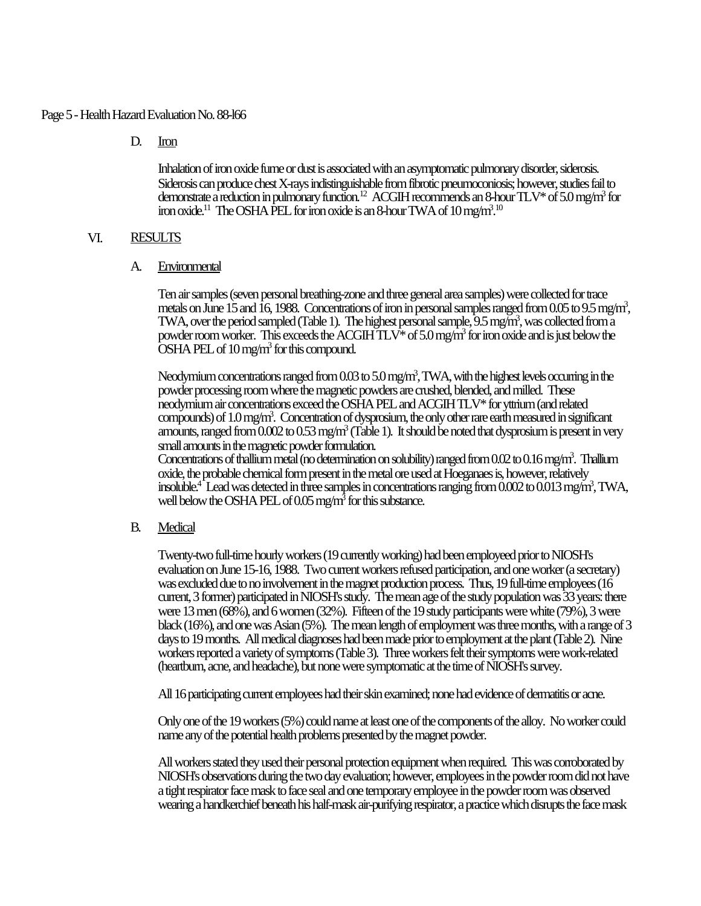D. Iron

Inhalation of iron oxide fume or dust is associated with an asymptomatic pulmonary disorder, siderosis. Siderosis can produce chest X-rays indistinguishable from fibrotic pneumoconiosis; however, studies fail to demonstrate a reduction in pulmonary function.[12] ACGIH recommends an 8-hour TLV* of 5.0 mg/m$^3$ for iron oxide.[11] The OSHA PEL for iron oxide is an 8-hour TWA of 10 mg/m$^3$.[10]

## VI. RESULTS

### A. Environmental

Ten air samples (seven personal breathing-zone and three general area samples) were collected for trace metals on June 15 and 16, 1988. Concentrations of iron in personal samples ranged from 0.05 to 9.5 mg/m$^3$, TWA, over the period sampled (Table 1). The highest personal sample, 9.5 mg/m$^3$, was collected from a powder room worker. This exceeds the ACGIH TLV* of 5.0 mg/m$^3$ for iron oxide and is just below the OSHA PEL of 10 mg/m$^3$ for this compound.

Neodymium concentrations ranged from 0.03 to 5.0 mg/m$^3$, TWA, with the highest levels occurring in the powder processing room where the magnetic powders are crushed, blended, and milled. These neodymium air concentrations exceed the OSHA PEL and ACGIH TLV* for yttrium (and related compounds) of 1.0 mg/m$^3$. Concentration of dysprosium, the only other rare earth measured in significant amounts, ranged from 0.002 to 0.53 mg/m$^3$ (Table 1). It should be noted that dysprosium is present in very small amounts in the magnetic powder formulation.
Concentrations of thallium metal (no determination on solubility) ranged from 0.02 to 0.16 mg/m$^3$. Thallium oxide, the probable chemical form present in the metal ore used at Hoeganaes is, however, relatively insoluble.[4] Lead was detected in three samples in concentrations ranging from 0.002 to 0.013 mg/m$^3$, TWA, well below the OSHA PEL of 0.05 mg/m$^3$ for this substance.

### B. Medical

Twenty-two full-time hourly workers (19 currently working) had been employeed prior to NIOSH's evaluation on June 15-16, 1988. Two current workers refused participation, and one worker (a secretary) was excluded due to no involvement in the magnet production process. Thus, 19 full-time employees (16 current, 3 former) participated in NIOSH's study. The mean age of the study population was 33 years: there were 13 men (68%), and 6 women (32%). Fifteen of the 19 study participants were white (79%), 3 were black (16%), and one was Asian (5%). The mean length of employment was three months, with a range of 3 days to 19 months. All medical diagnoses had been made prior to employment at the plant (Table 2). Nine workers reported a variety of symptoms (Table 3). Three workers felt their symptoms were work-related (heartburn, acne, and headache), but none were symptomatic at the time of NIOSH's survey.

All 16 participating current employees had their skin examined; none had evidence of dermatitis or acne.

Only one of the 19 workers (5%) could name at least one of the components of the alloy. No worker could name any of the potential health problems presented by the magnet powder.

All workers stated they used their personal protection equipment when required. This was corroborated by NIOSH's observations during the two day evaluation; however, employees in the powder room did not have a tight respirator face mask to face seal and one temporary employee in the powder room was observed wearing a handkerchief beneath his half-mask air-purifying respirator, a practice which disrupts the face mask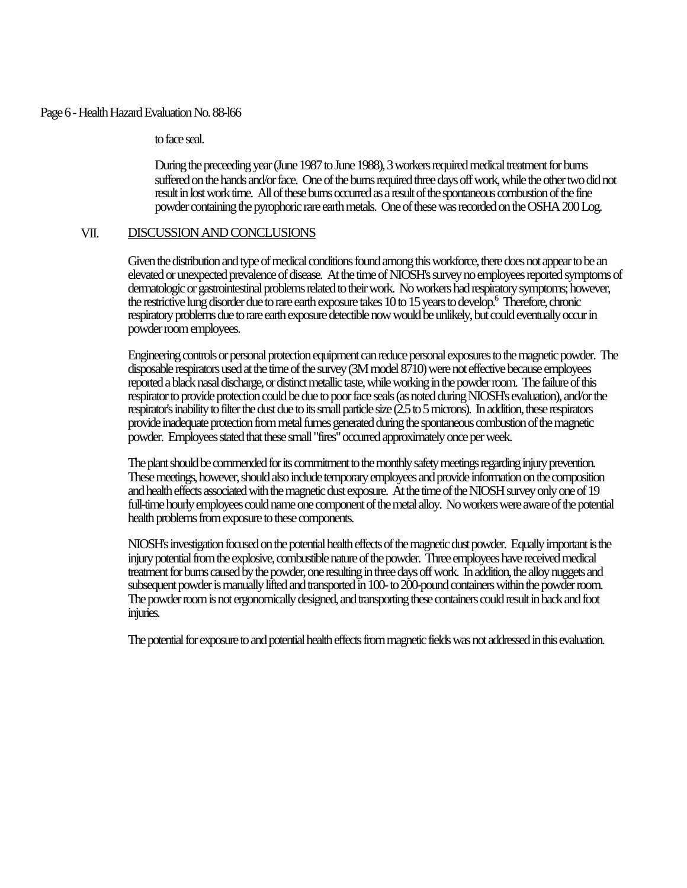to face seal.

During the preceeding year (June 1987 to June 1988), 3 workers required medical treatment for burns suffered on the hands and/or face. One of the burns required three days off work, while the other two did not result in lost work time. All of these burns occurred as a result of the spontaneous combustion of the fine powder containing the pyrophoric rare earth metals. One of these was recorded on the OSHA 200 Log.

## VII. DISCUSSION AND CONCLUSIONS

Given the distribution and type of medical conditions found among this workforce, there does not appear to be an elevated or unexpected prevalence of disease. At the time of NIOSH's survey no employees reported symptoms of dermatologic or gastrointestinal problems related to their work. No workers had respiratory symptoms; however, the restrictive lung disorder due to rare earth exposure takes 10 to 15 years to develop.[6] Therefore, chronic respiratory problems due to rare earth exposure detectible now would be unlikely, but could eventually occur in powder room employees.

Engineering controls or personal protection equipment can reduce personal exposures to the magnetic powder. The disposable respirators used at the time of the survey (3M model 8710) were not effective because employees reported a black nasal discharge, or distinct metallic taste, while working in the powder room. The failure of this respirator to provide protection could be due to poor face seals (as noted during NIOSH's evaluation), and/or the respirator's inability to filter the dust due to its small particle size (2.5 to 5 microns). In addition, these respirators provide inadequate protection from metal fumes generated during the spontaneous combustion of the magnetic powder. Employees stated that these small "fires" occurred approximately once per week.

The plant should be commended for its commitment to the monthly safety meetings regarding injury prevention. These meetings, however, should also include temporary employees and provide information on the composition and health effects associated with the magnetic dust exposure. At the time of the NIOSH survey only one of 19 full-time hourly employees could name one component of the metal alloy. No workers were aware of the potential health problems from exposure to these components.

NIOSH's investigation focused on the potential health effects of the magnetic dust powder. Equally important is the injury potential from the explosive, combustible nature of the powder. Three employees have received medical treatment for burns caused by the powder, one resulting in three days off work. In addition, the alloy nuggets and subsequent powder is manually lifted and transported in 100- to 200-pound containers within the powder room. The powder room is not ergonomically designed, and transporting these containers could result in back and foot injuries.

The potential for exposure to and potential health effects from magnetic fields was not addressed in this evaluation.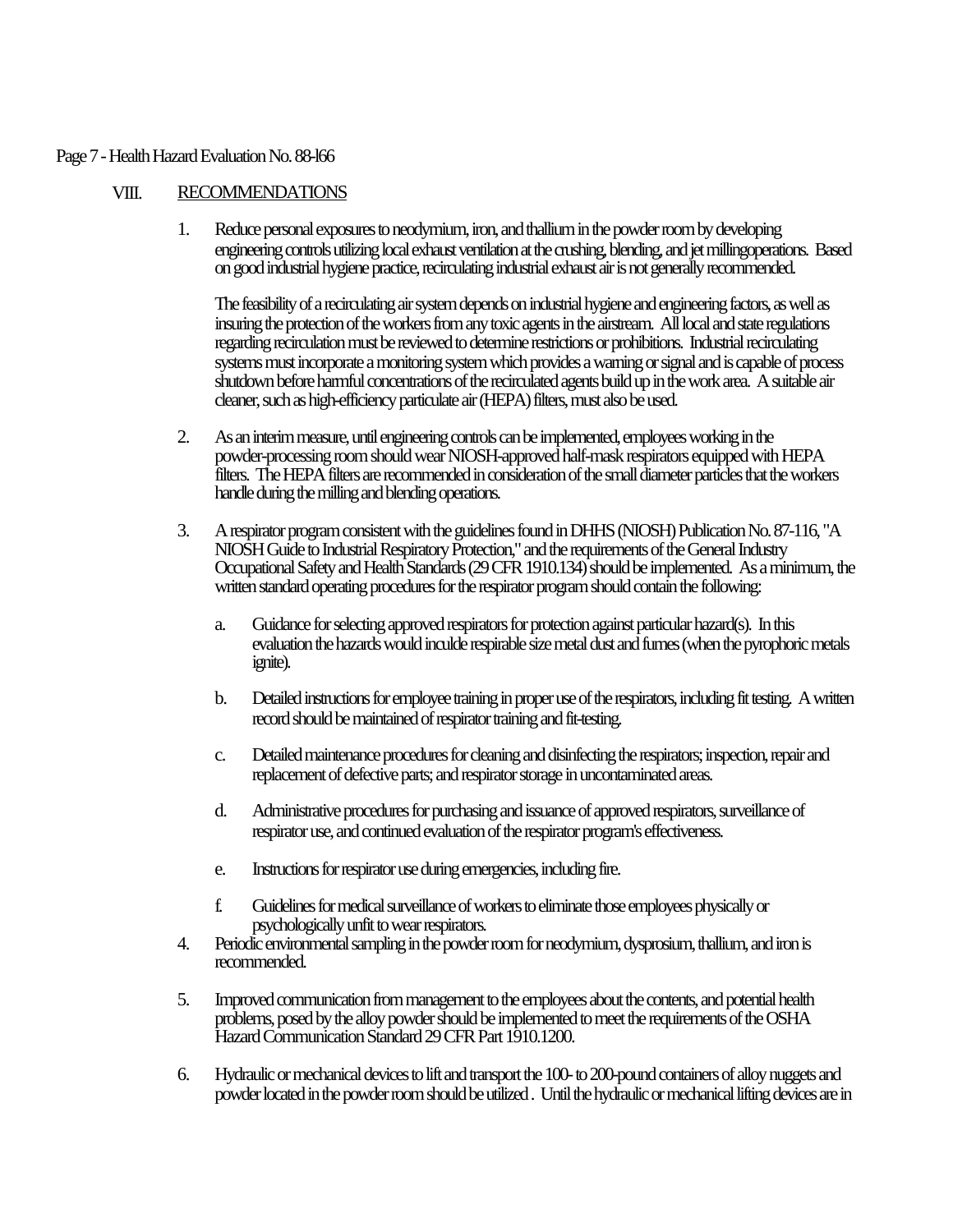## VIII. RECOMMENDATIONS

1. Reduce personal exposures to neodymium, iron, and thallium in the powder room by developing engineering controls utilizing local exhaust ventilation at the crushing, blending, and jet millingoperations. Based on good industrial hygiene practice, recirculating industrial exhaust air is not generally recommended.

   The feasibility of a recirculating air system depends on industrial hygiene and engineering factors, as well as insuring the protection of the workers from any toxic agents in the airstream. All local and state regulations regarding recirculation must be reviewed to determine restrictions or prohibitions. Industrial recirculating systems must incorporate a monitoring system which provides a warning or signal and is capable of process shutdown before harmful concentrations of the recirculated agents build up in the work area. A suitable air cleaner, such as high-efficiency particulate air (HEPA) filters, must also be used.

2. As an interim measure, until engineering controls can be implemented, employees working in the powder-processing room should wear NIOSH-approved half-mask respirators equipped with HEPA filters. The HEPA filters are recommended in consideration of the small diameter particles that the workers handle during the milling and blending operations.

3. A respirator program consistent with the guidelines found in DHHS (NIOSH) Publication No. 87-116, "A NIOSH Guide to Industrial Respiratory Protection," and the requirements of the General Industry Occupational Safety and Health Standards (29 CFR 1910.134) should be implemented. As a minimum, the written standard operating procedures for the respirator program should contain the following:

   a. Guidance for selecting approved respirators for protection against particular hazard(s). In this evaluation the hazards would inculde respirable size metal dust and fumes (when the pyrophoric metals ignite).

   b. Detailed instructions for employee training in proper use of the respirators, including fit testing. A written record should be maintained of respirator training and fit-testing.

   c. Detailed maintenance procedures for cleaning and disinfecting the respirators; inspection, repair and replacement of defective parts; and respirator storage in uncontaminated areas.

   d. Administrative procedures for purchasing and issuance of approved respirators, surveillance of respirator use, and continued evaluation of the respirator program's effectiveness.

   e. Instructions for respirator use during emergencies, including fire.

   f. Guidelines for medical surveillance of workers to eliminate those employees physically or psychologically unfit to wear respirators.

4. Periodic environmental sampling in the powder room for neodymium, dysprosium, thallium, and iron is recommended.

5. Improved communication from management to the employees about the contents, and potential health problems, posed by the alloy powder should be implemented to meet the requirements of the OSHA Hazard Communication Standard 29 CFR Part 1910.1200.

6. Hydraulic or mechanical devices to lift and transport the 100- to 200-pound containers of alloy nuggets and powder located in the powder room should be utilized . Until the hydraulic or mechanical lifting devices are in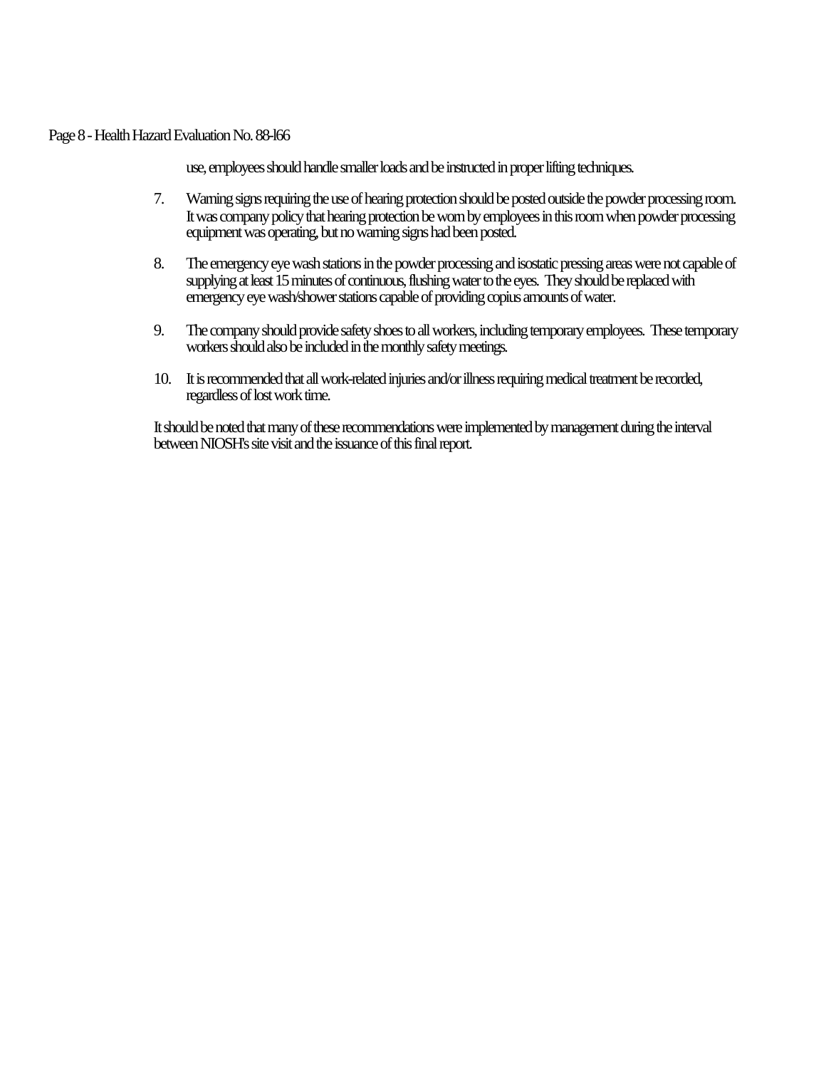use, employees should handle smaller loads and be instructed in proper lifting techniques.

7. Warning signs requiring the use of hearing protection should be posted outside the powder processing room. It was company policy that hearing protection be worn by employees in this room when powder processing equipment was operating, but no warning signs had been posted.

8. The emergency eye wash stations in the powder processing and isostatic pressing areas were not capable of supplying at least 15 minutes of continuous, flushing water to the eyes. They should be replaced with emergency eye wash/shower stations capable of providing copius amounts of water.

9. The company should provide safety shoes to all workers, including temporary employees. These temporary workers should also be included in the monthly safety meetings.

10. It is recommended that all work-related injuries and/or illness requiring medical treatment be recorded, regardless of lost work time.

It should be noted that many of these recommendations were implemented by management during the interval between NIOSH's site visit and the issuance of this final report.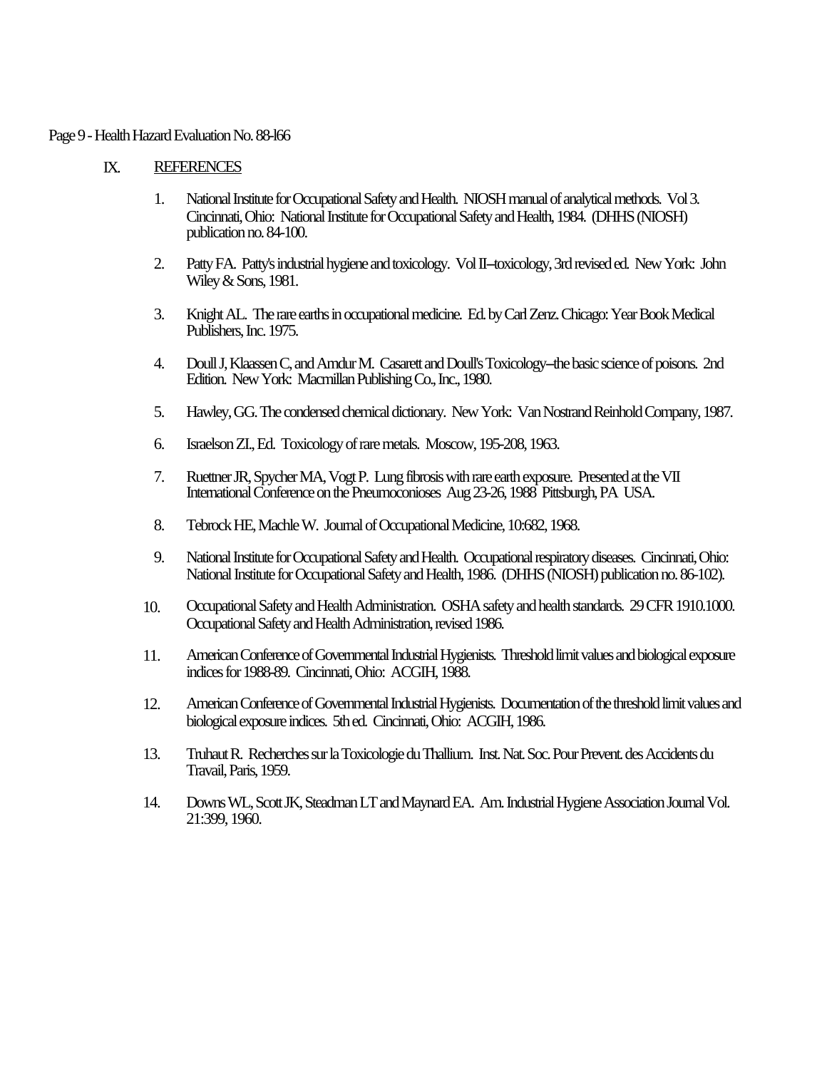## IX. REFERENCES

1. National Institute for Occupational Safety and Health. NIOSH manual of analytical methods. Vol 3. Cincinnati, Ohio: National Institute for Occupational Safety and Health, 1984. (DHHS (NIOSH) publication no. 84-100.

2. Patty FA. Patty's industrial hygiene and toxicology. Vol II--toxicology, 3rd revised ed. New York: John Wiley & Sons, 1981.

3. Knight AL. The rare earths in occupational medicine. Ed. by Carl Zenz. Chicago: Year Book Medical Publishers, Inc. 1975.

4. Doull J, Klaassen C, and Amdur M. Casarett and Doull's Toxicology--the basic science of poisons. 2nd Edition. New York: Macmillan Publishing Co., Inc., 1980.

5. Hawley, GG. The condensed chemical dictionary. New York: Van Nostrand Reinhold Company, 1987.

6. Israelson ZI., Ed. Toxicology of rare metals. Moscow, 195-208, 1963.

7. Ruettner JR, Spycher MA, Vogt P. Lung fibrosis with rare earth exposure. Presented at the VII International Conference on the Pneumoconioses Aug 23-26, 1988 Pittsburgh, PA USA.

8. Tebrock HE, Machle W. Journal of Occupational Medicine, 10:682, 1968.

9. National Institute for Occupational Safety and Health. Occupational respiratory diseases. Cincinnati, Ohio: National Institute for Occupational Safety and Health, 1986. (DHHS (NIOSH) publication no. 86-102).

10. Occupational Safety and Health Administration. OSHA safety and health standards. 29 CFR 1910.1000. Occupational Safety and Health Administration, revised 1986.

11. American Conference of Governmental Industrial Hygienists. Threshold limit values and biological exposure indices for 1988-89. Cincinnati, Ohio: ACGIH, 1988.

12. American Conference of Governmental Industrial Hygienists. Documentation of the threshold limit values and biological exposure indices. 5th ed. Cincinnati, Ohio: ACGIH, 1986.

13. Truhaut R. Recherches sur la Toxicologie du Thallium. Inst. Nat. Soc. Pour Prevent. des Accidents du Travail, Paris, 1959.

14. Downs WL, Scott JK, Steadman LT and Maynard EA. Am. Industrial Hygiene Association Journal Vol. 21:399, 1960.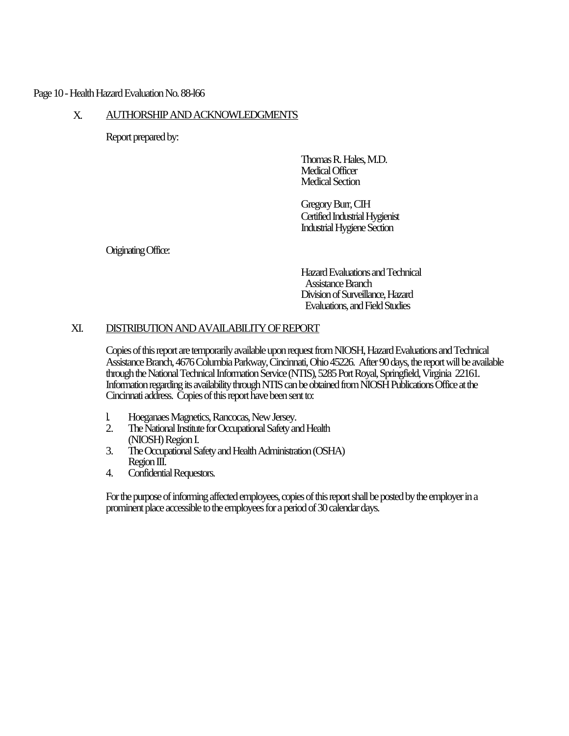## X. AUTHORSHIP AND ACKNOWLEDGMENTS

Report prepared by:

Thomas R. Hales, M.D.
Medical Officer
Medical Section

Gregory Burr, CIH
Certified Industrial Hygienist
Industrial Hygiene Section

Originating Office:

Hazard Evaluations and Technical Assistance Branch
Division of Surveillance, Hazard Evaluations, and Field Studies

## XI. DISTRIBUTION AND AVAILABILITY OF REPORT

Copies of this report are temporarily available upon request from NIOSH, Hazard Evaluations and Technical Assistance Branch, 4676 Columbia Parkway, Cincinnati, Ohio 45226. After 90 days, the report will be available through the National Technical Information Service (NTIS), 5285 Port Royal, Springfield, Virginia 22161. Information regarding its availability through NTIS can be obtained from NIOSH Publications Office at the Cincinnati address. Copies of this report have been sent to:

1. Hoeganaes Magnetics, Rancocas, New Jersey.
2. The National Institute for Occupational Safety and Health (NIOSH) Region I.
3. The Occupational Safety and Health Administration (OSHA) Region III.
4. Confidential Requestors.

For the purpose of informing affected employees, copies of this report shall be posted by the employer in a prominent place accessible to the employees for a period of 30 calendar days.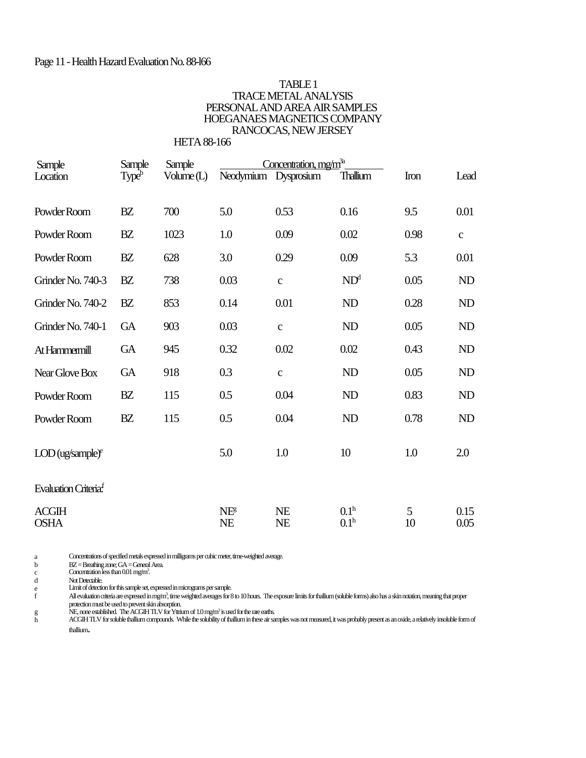TABLE 1
TRACE METAL ANALYSIS
PERSONAL AND AREA AIR SAMPLES
HOEGANAES MAGNETICS COMPANY
RANCOCAS, NEW JERSEY
HETA 88-166

| Sample Location | Sample Type[b] | Sample Volume (L) | Concentration, $mg/m^3$ [a] | | | | |
|---|---|---|---|---|---|---|---|
| | | | Neodymium | Dysprosium | Thallium | Iron | Lead |
| Powder Room | BZ | 700 | 5.0 | 0.53 | 0.16 | 9.5 | 0.01 |
| Powder Room | BZ | 1023 | 1.0 | 0.09 | 0.02 | 0.98 | c |
| Powder Room | BZ | 628 | 3.0 | 0.29 | 0.09 | 5.3 | 0.01 |
| Grinder No. 740-3 | BZ | 738 | 0.03 | c | ND[d] | 0.05 | ND |
| Grinder No. 740-2 | BZ | 853 | 0.14 | 0.01 | ND | 0.28 | ND |
| Grinder No. 740-1 | GA | 903 | 0.03 | c | ND | 0.05 | ND |
| At Hammermill | GA | 945 | 0.32 | 0.02 | 0.02 | 0.43 | ND |
| Near Glove Box | GA | 918 | 0.3 | c | ND | 0.05 | ND |
| Powder Room | BZ | 115 | 0.5 | 0.04 | ND | 0.83 | ND |
| Powder Room | BZ | 115 | 0.5 | 0.04 | ND | 0.78 | ND |
| LOD (ug/sample)[e] | | | 5.0 | 1.0 | 10 | 1.0 | 2.0 |
| Evaluation Criteria:[f] | | | | | | | |
| ACGIH | | | NE[g] | NE | 0.1[h] | 5 | 0.15 |
| OSHA | | | NE | NE | 0.1[h] | 10 | 0.05 |

a Concentrations of specified metals expressed in milligrams per cubic meter, time-weighted average.
b BZ = Breathing zone; GA = General Area.
c Concentration less than 0.01 $mg/m^3$.
d Not Detectable.
e Limit of detection for this sample set, expressed in micrograms per sample.
f All evaluation criteria are expressed in $mg/m^3$, time weighted averages for 8 to 10 hours. The exposure limits for thallium (soluble forms) also has a skin notation, meaning that proper protection must be used to prevent skin absorption.
g NE, none established. The ACGIH TLV for Yttrium of 1.0 $mg/m^3$ is used for the rare earths.
h ACGIH TLV for soluble thallium compounds. While the solubility of thallium in these air samples was not measured, it was probably present as an oxide, a relatively insoluble form of thallium.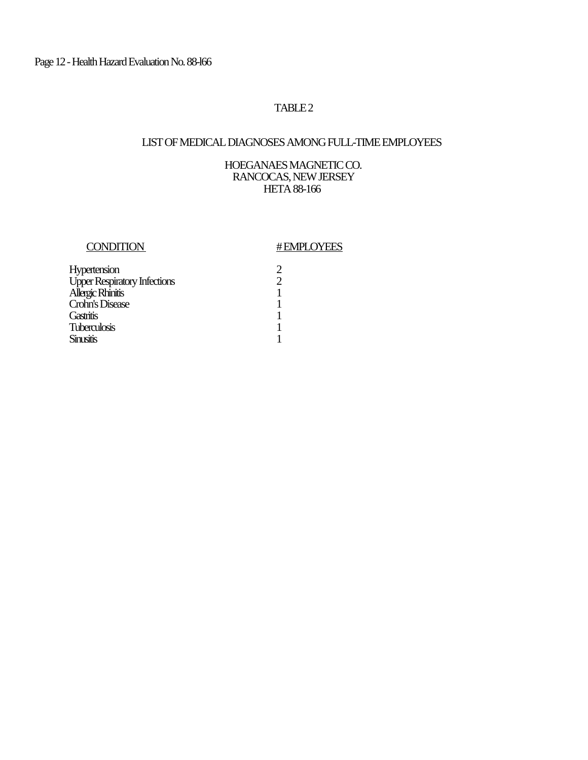## TABLE 2

## LIST OF MEDICAL DIAGNOSES AMONG FULL-TIME EMPLOYEES

HOEGANAES MAGNETIC CO.
RANCOCAS, NEW JERSEY
HETA 88-166

| CONDITION | # EMPLOYEES |
|---|---|
| Hypertension | 2 |
| Upper Respiratory Infections | 2 |
| Allergic Rhinitis | 1 |
| Crohn's Disease | 1 |
| Gastritis | 1 |
| Tuberculosis | 1 |
| Sinusitis | 1 |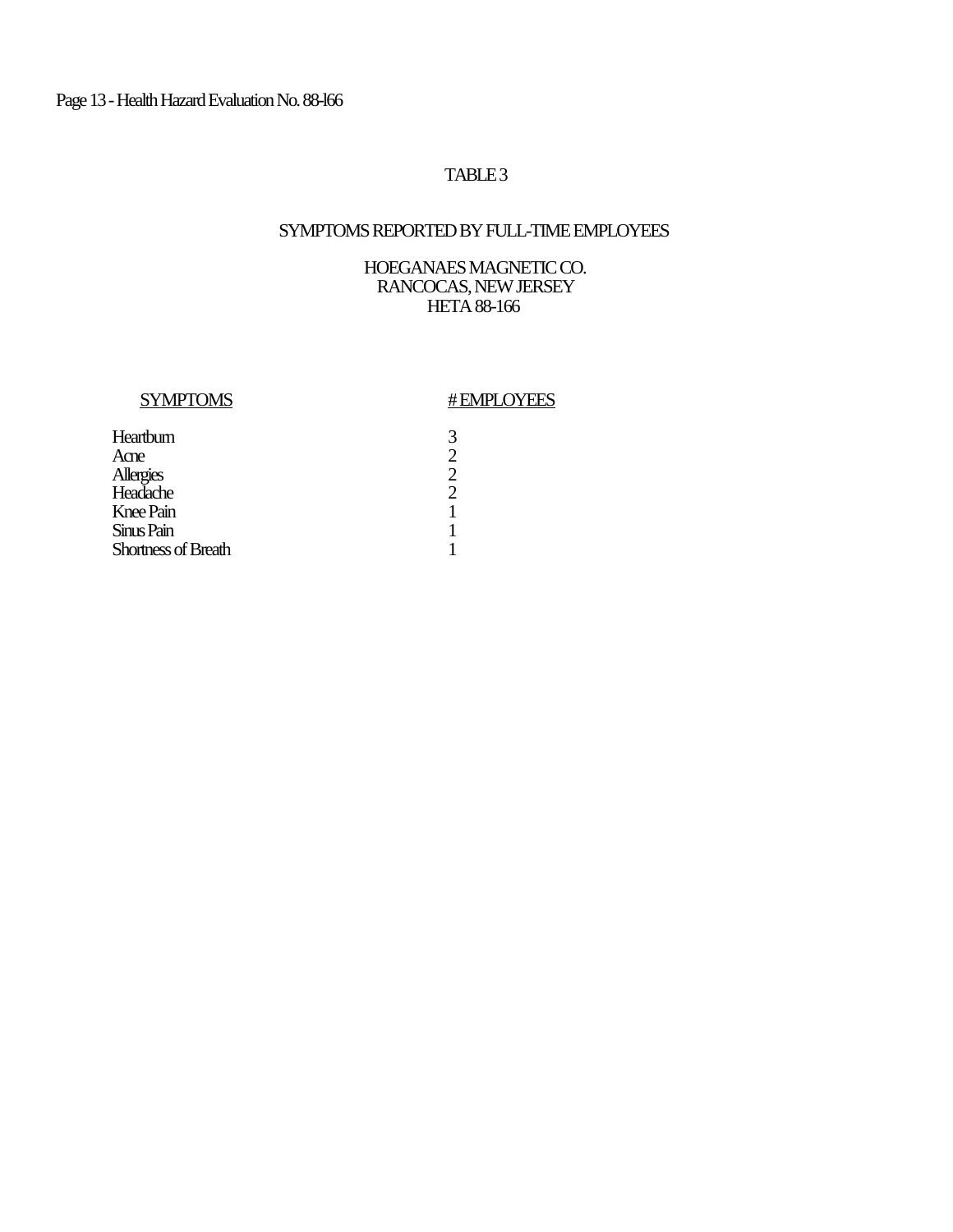## TABLE 3

## SYMPTOMS REPORTED BY FULL-TIME EMPLOYEES

HOEGANAES MAGNETIC CO.
RANCOCAS, NEW JERSEY
HETA 88-166

| SYMPTOMS | # EMPLOYEES |
|---|---|
| Heartburn | 3 |
| Acne | 2 |
| Allergies | 2 |
| Headache | 2 |
| Knee Pain | 1 |
| Sinus Pain | 1 |
| Shortness of Breath | 1 |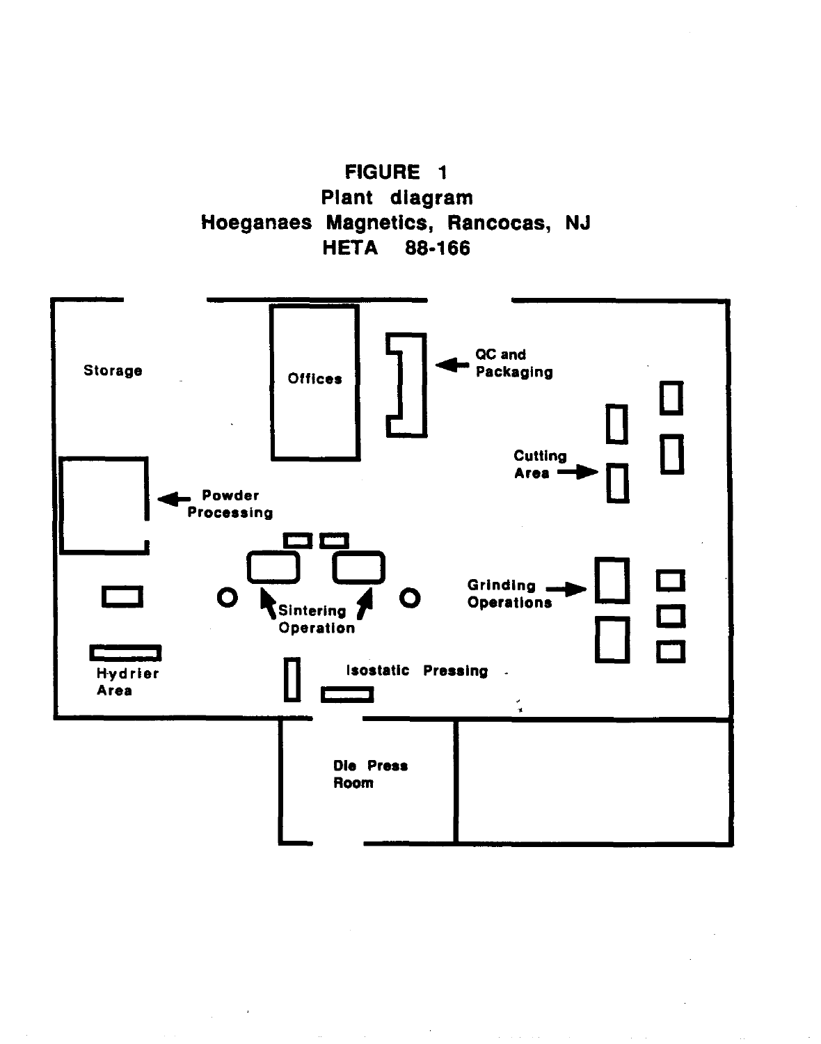**FIGURE 1**
**Plant diagram**
**Hoeganaes Magnetics, Rancocas, NJ**
**HETA 88-166**

Storage

Offices

QC and Packaging

Cutting Area

Powder Processing

Sintering Operation

Grinding Operations

Hydrier Area

Isostatic Pressing

Die Press Room